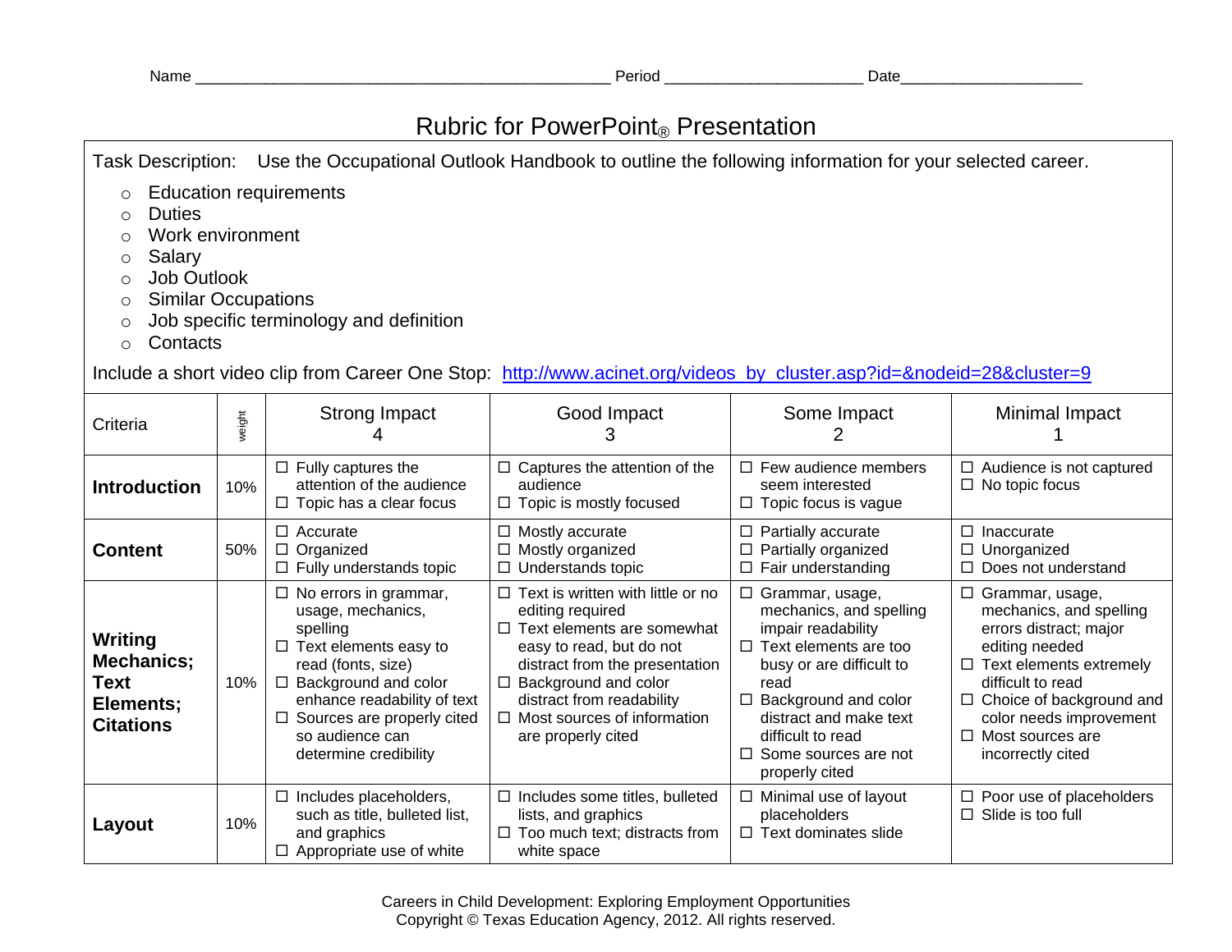Name ______________________________________________ Period ______________________ Date____________________

# Rubric for PowerPoint® Presentation

Task Description: Use the Occupational Outlook Handbook to outline the following information for your selected career.

- Education requirements
- Duties
- Work environment
- Salary
- Job Outlook
- Similar Occupations
- Job specific terminology and definition
- Contacts

Include a short video clip from Career One Stop: http://www.acinet.org/videos_by_cluster.asp?id=&nodeid=28&cluster=9

| Criteria | weight | Strong Impact 4 | Good Impact 3 | Some Impact 2 | Minimal Impact 1 |
|---|---|---|---|---|---|
| **Introduction** | 10% | ☐ Fully captures the attention of the audience<br>☐ Topic has a clear focus | ☐ Captures the attention of the audience<br>☐ Topic is mostly focused | ☐ Few audience members seem interested<br>☐ Topic focus is vague | ☐ Audience is not captured<br>☐ No topic focus |
| **Content** | 50% | ☐ Accurate<br>☐ Organized<br>☐ Fully understands topic | ☐ Mostly accurate<br>☐ Mostly organized<br>☐ Understands topic | ☐ Partially accurate<br>☐ Partially organized<br>☐ Fair understanding | ☐ Inaccurate<br>☐ Unorganized<br>☐ Does not understand |
| **Writing Mechanics; Text Elements; Citations** | 10% | ☐ No errors in grammar, usage, mechanics, spelling<br>☐ Text elements easy to read (fonts, size)<br>☐ Background and color enhance readability of text<br>☐ Sources are properly cited so audience can determine credibility | ☐ Text is written with little or no editing required<br>☐ Text elements are somewhat easy to read, but do not distract from the presentation<br>☐ Background and color distract from readability<br>☐ Most sources of information are properly cited | ☐ Grammar, usage, mechanics, and spelling impair readability<br>☐ Text elements are too busy or are difficult to read<br>☐ Background and color distract and make text difficult to read<br>☐ Some sources are not properly cited | ☐ Grammar, usage, mechanics, and spelling errors distract; major editing needed<br>☐ Text elements extremely difficult to read<br>☐ Choice of background and color needs improvement<br>☐ Most sources are incorrectly cited |
| **Layout** | 10% | ☐ Includes placeholders, such as title, bulleted list, and graphics<br>☐ Appropriate use of white | ☐ Includes some titles, bulleted lists, and graphics<br>☐ Too much text; distracts from white space | ☐ Minimal use of layout placeholders<br>☐ Text dominates slide | ☐ Poor use of placeholders<br>☐ Slide is too full |

Careers in Child Development: Exploring Employment Opportunities
Copyright © Texas Education Agency, 2012. All rights reserved.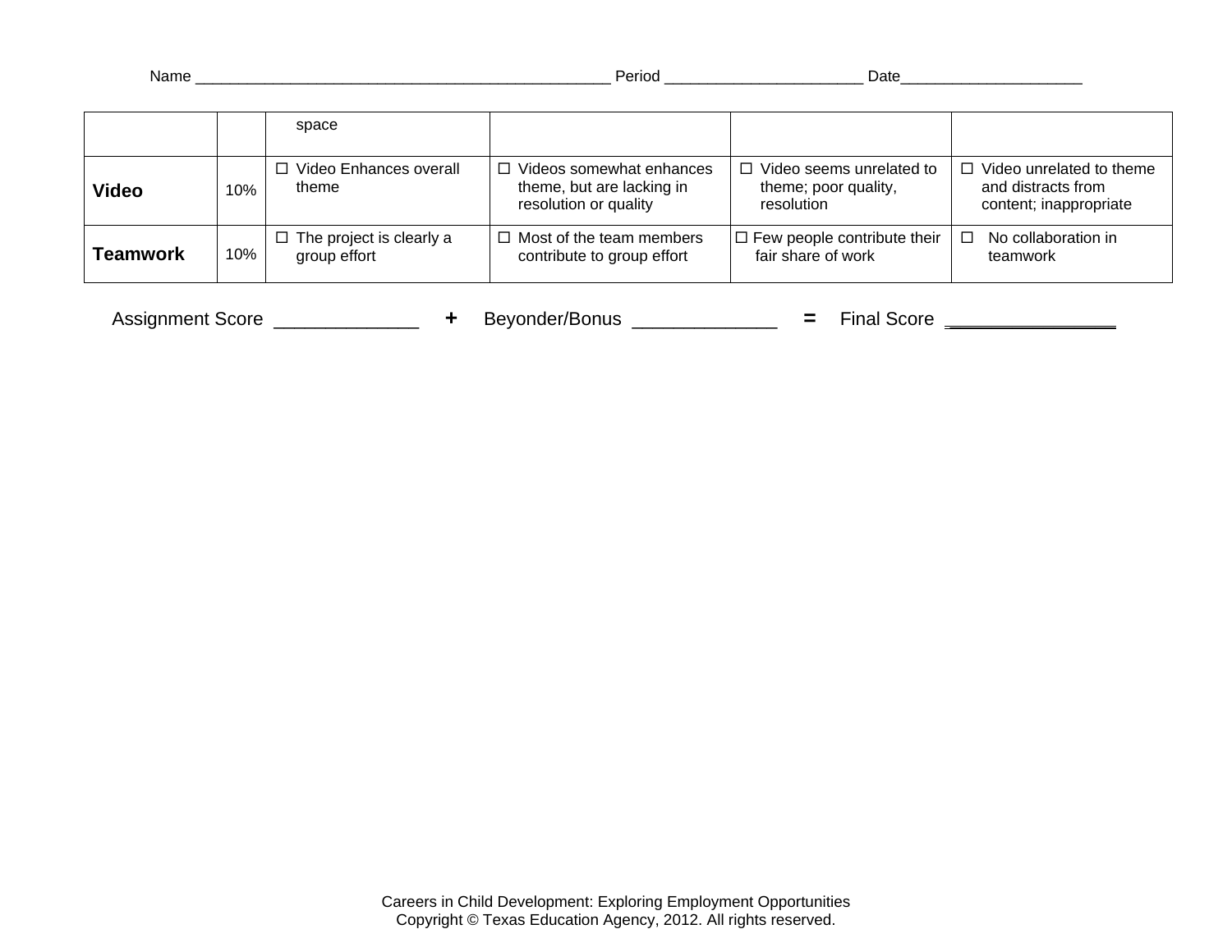Name ________________________________________________ Period _______________________ Date_____________________

| | | | | | |
|---|---|---|---|---|---|
| | | space | | | |
| **Video** | 10% | ☐ Video Enhances overall theme | ☐ Videos somewhat enhances theme, but are lacking in resolution or quality | ☐ Video seems unrelated to theme; poor quality, resolution | ☐ Video unrelated to theme and distracts from content; inappropriate |
| **Teamwork** | 10% | ☐ The project is clearly a group effort | ☐ Most of the team members contribute to group effort | ☐ Few people contribute their fair share of work | ☐ No collaboration in teamwork |

Assignment Score ______________ **+** Beyonder/Bonus ______________ **=** Final Score ________________

Careers in Child Development: Exploring Employment Opportunities
Copyright © Texas Education Agency, 2012. All rights reserved.